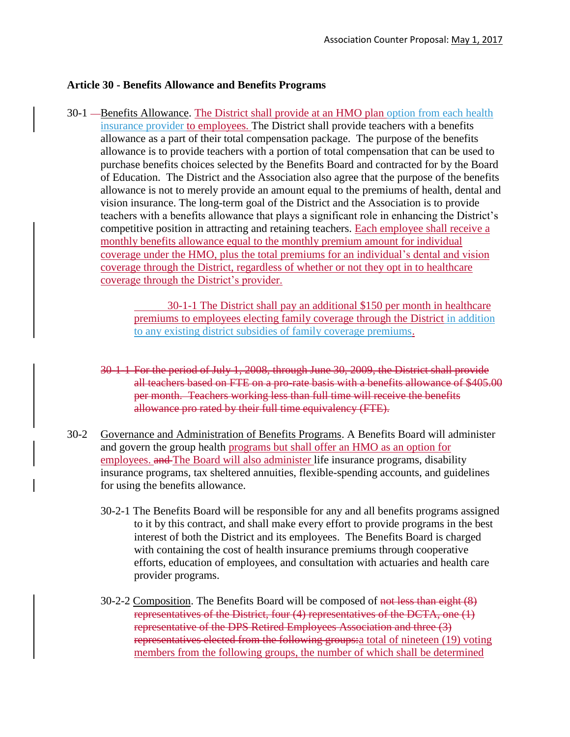Association Counter Proposal: May 1, 2017

**Article 30 - Benefits Allowance and Benefits Programs**

30-1 — Benefits Allowance. The District shall provide at an HMO plan option from each health insurance provider to employees. The District shall provide teachers with a benefits allowance as a part of their total compensation package. The purpose of the benefits allowance is to provide teachers with a portion of total compensation that can be used to purchase benefits choices selected by the Benefits Board and contracted for by the Board of Education. The District and the Association also agree that the purpose of the benefits allowance is not to merely provide an amount equal to the premiums of health, dental and vision insurance. The long-term goal of the District and the Association is to provide teachers with a benefits allowance that plays a significant role in enhancing the District's competitive position in attracting and retaining teachers. Each employee shall receive a monthly benefits allowance equal to the monthly premium amount for individual coverage under the HMO, plus the total premiums for an individual's dental and vision coverage through the District, regardless of whether or not they opt in to healthcare coverage through the District's provider.

30-1-1 The District shall pay an additional $150 per month in healthcare premiums to employees electing family coverage through the District in addition to any existing district subsidies of family coverage premiums.

~~30-1-1 For the period of July 1, 2008, through June 30, 2009, the District shall provide all teachers based on FTE on a pro-rate basis with a benefits allowance of $405.00 per month. Teachers working less than full time will receive the benefits allowance pro rated by their full time equivalency (FTE).~~

30-2 Governance and Administration of Benefits Programs. A Benefits Board will administer and govern the group health programs but shall offer an HMO as an option for employees. ~~and~~ The Board will also administer life insurance programs, disability insurance programs, tax sheltered annuities, flexible-spending accounts, and guidelines for using the benefits allowance.

30-2-1 The Benefits Board will be responsible for any and all benefits programs assigned to it by this contract, and shall make every effort to provide programs in the best interest of both the District and its employees. The Benefits Board is charged with containing the cost of health insurance premiums through cooperative efforts, education of employees, and consultation with actuaries and health care provider programs.

30-2-2 Composition. The Benefits Board will be composed of ~~not less than eight (8) representatives of the District, four (4) representatives of the DCTA, one (1) representative of the DPS Retired Employees Association and three (3) representatives elected from the following groups:~~a total of nineteen (19) voting members from the following groups, the number of which shall be determined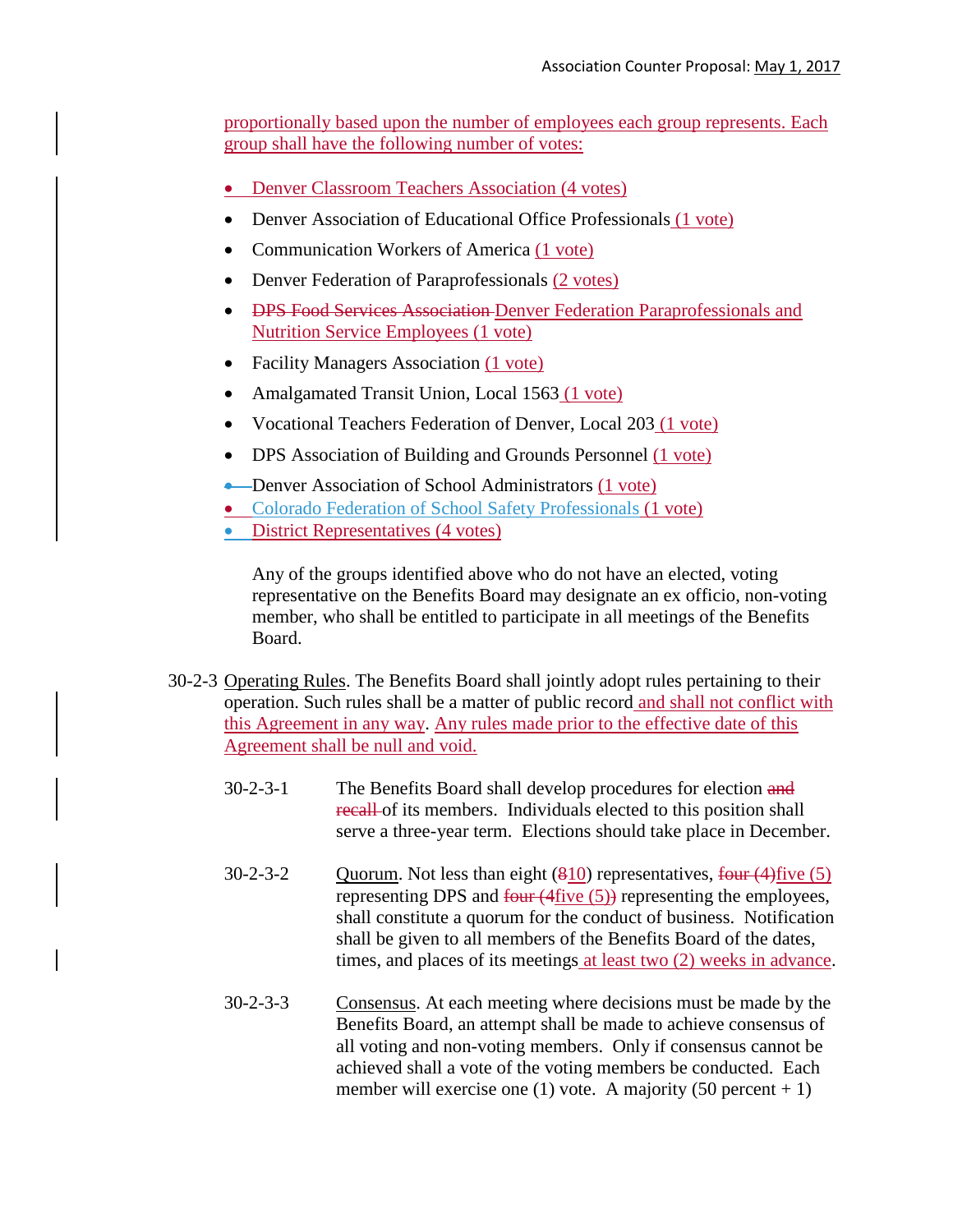proportionally based upon the number of employees each group represents. Each group shall have the following number of votes:

- Denver Classroom Teachers Association (4 votes)
- Denver Association of Educational Office Professionals (1 vote)
- Communication Workers of America (1 vote)
- Denver Federation of Paraprofessionals (2 votes)
- ~~DPS Food Services Association~~ Denver Federation Paraprofessionals and Nutrition Service Employees (1 vote)
- Facility Managers Association (1 vote)
- Amalgamated Transit Union, Local 1563 (1 vote)
- Vocational Teachers Federation of Denver, Local 203 (1 vote)
- DPS Association of Building and Grounds Personnel (1 vote)
- Denver Association of School Administrators (1 vote)
- Colorado Federation of School Safety Professionals (1 vote)
- District Representatives (4 votes)

Any of the groups identified above who do not have an elected, voting representative on the Benefits Board may designate an ex officio, non-voting member, who shall be entitled to participate in all meetings of the Benefits Board.

30-2-3 Operating Rules. The Benefits Board shall jointly adopt rules pertaining to their operation. Such rules shall be a matter of public record and shall not conflict with this Agreement in any way. Any rules made prior to the effective date of this Agreement shall be null and void.

30-2-3-1 The Benefits Board shall develop procedures for election ~~and recall~~ of its members. Individuals elected to this position shall serve a three-year term. Elections should take place in December.

30-2-3-2 Quorum. Not less than eight (~~8~~10) representatives, ~~four (4)~~five (5) representing DPS and ~~four (4~~five (5)~~)~~ representing the employees, shall constitute a quorum for the conduct of business. Notification shall be given to all members of the Benefits Board of the dates, times, and places of its meetings at least two (2) weeks in advance.

30-2-3-3 Consensus. At each meeting where decisions must be made by the Benefits Board, an attempt shall be made to achieve consensus of all voting and non-voting members. Only if consensus cannot be achieved shall a vote of the voting members be conducted. Each member will exercise one (1) vote. A majority (50 percent + 1)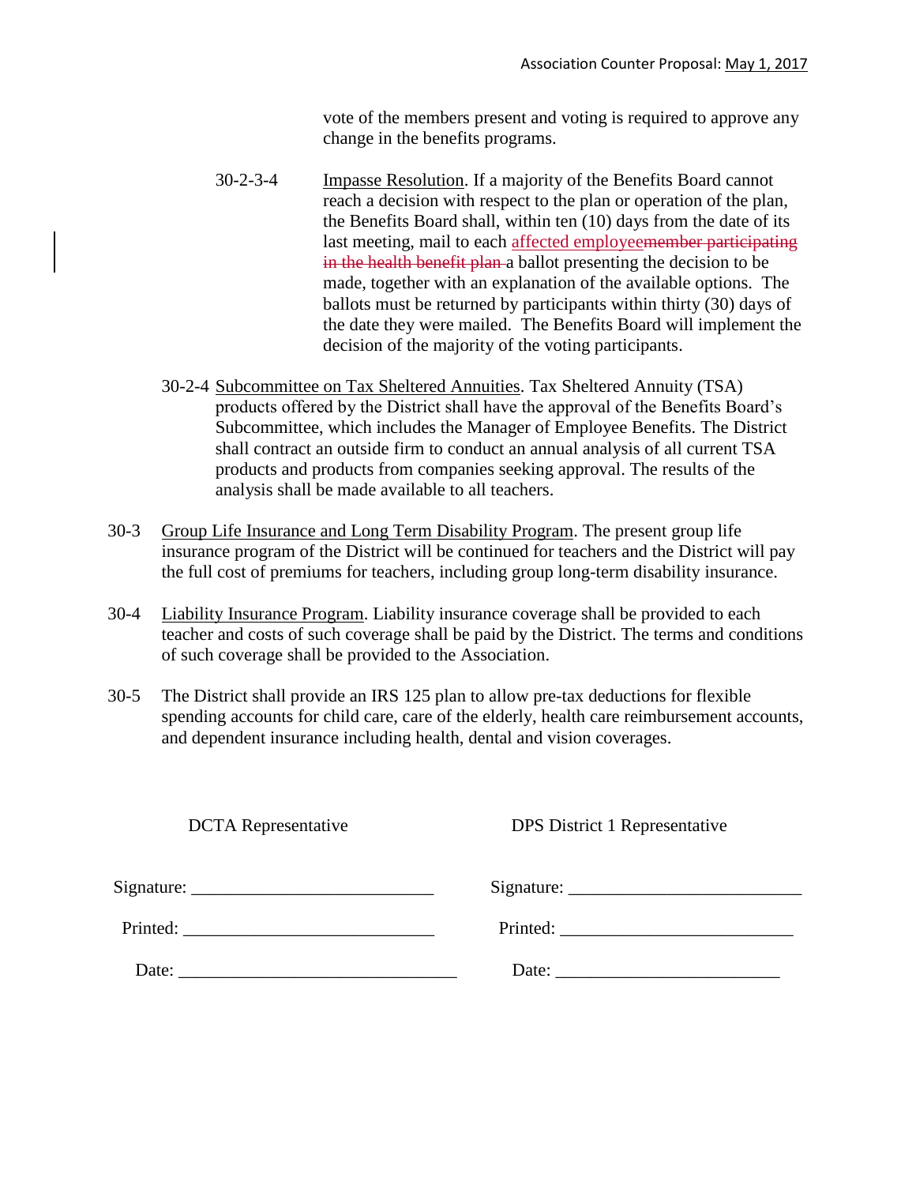vote of the members present and voting is required to approve any change in the benefits programs.

30-2-3-4 Impasse Resolution. If a majority of the Benefits Board cannot reach a decision with respect to the plan or operation of the plan, the Benefits Board shall, within ten (10) days from the date of its last meeting, mail to each affected employee~~member participating in the health benefit plan~~ a ballot presenting the decision to be made, together with an explanation of the available options. The ballots must be returned by participants within thirty (30) days of the date they were mailed. The Benefits Board will implement the decision of the majority of the voting participants.

30-2-4 Subcommittee on Tax Sheltered Annuities. Tax Sheltered Annuity (TSA) products offered by the District shall have the approval of the Benefits Board's Subcommittee, which includes the Manager of Employee Benefits. The District shall contract an outside firm to conduct an annual analysis of all current TSA products and products from companies seeking approval. The results of the analysis shall be made available to all teachers.

30-3 Group Life Insurance and Long Term Disability Program. The present group life insurance program of the District will be continued for teachers and the District will pay the full cost of premiums for teachers, including group long-term disability insurance.

30-4 Liability Insurance Program. Liability insurance coverage shall be provided to each teacher and costs of such coverage shall be paid by the District. The terms and conditions of such coverage shall be provided to the Association.

30-5 The District shall provide an IRS 125 plan to allow pre-tax deductions for flexible spending accounts for child care, care of the elderly, health care reimbursement accounts, and dependent insurance including health, dental and vision coverages.

| DCTA Representative | DPS District 1 Representative |
| --- | --- |
| Signature: ___________________ | Signature: ___________________ |
| Printed: ___________________ | Printed: ___________________ |
| Date: ___________________ | Date: ___________________ |